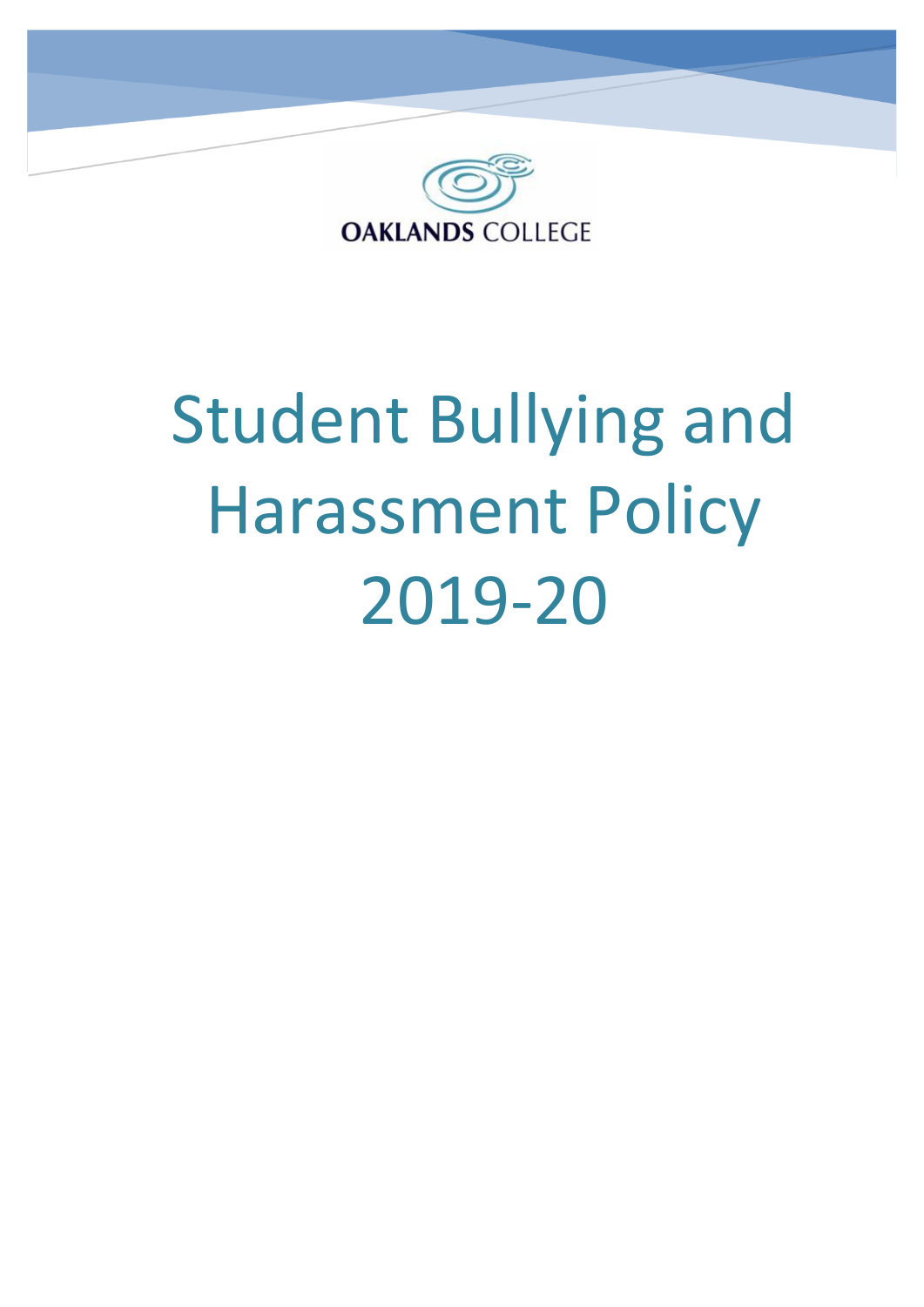OAKLANDS COLLEGE

# Student Bullying and Harassment Policy 2019-20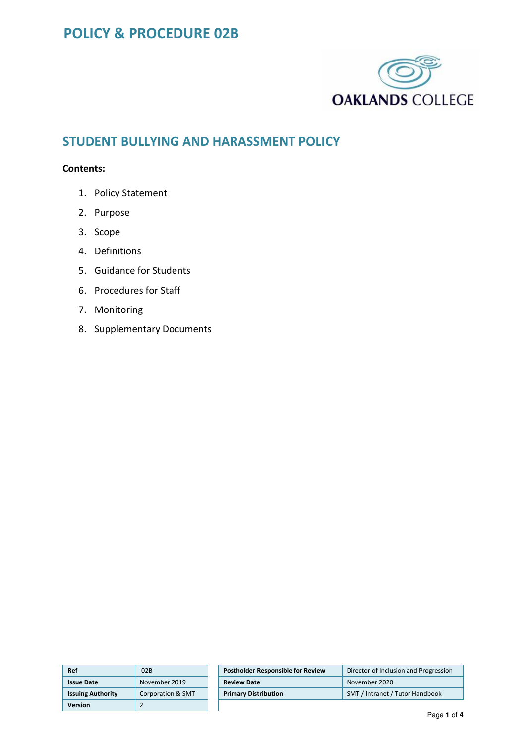# POLICY & PROCEDURE 02B

## STUDENT BULLYING AND HARASSMENT POLICY

**Contents:**

1. Policy Statement
2. Purpose
3. Scope
4. Definitions
5. Guidance for Students
6. Procedures for Staff
7. Monitoring
8. Supplementary Documents

| Ref | 02B |
|---|---|
| **Issue Date** | November 2019 |
| **Issuing Authority** | Corporation & SMT |
| **Version** | 2 |

| Postholder Responsible for Review | Director of Inclusion and Progression |
|---|---|
| **Review Date** | November 2020 |
| **Primary Distribution** | SMT / Intranet / Tutor Handbook |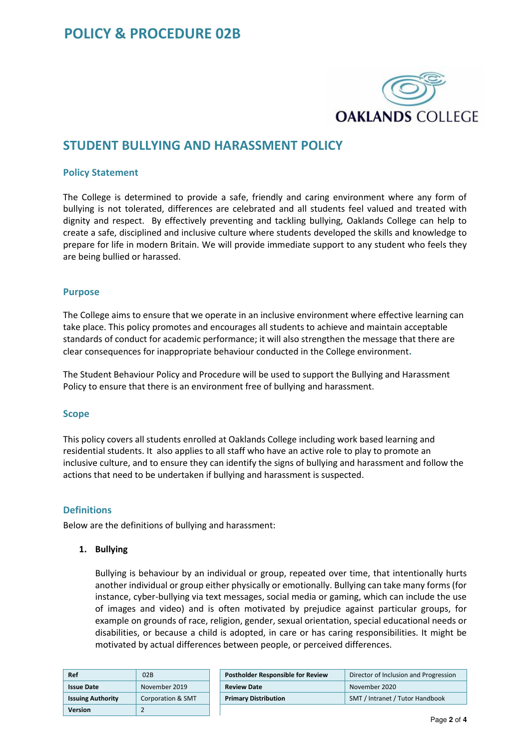# POLICY & PROCEDURE 02B

## STUDENT BULLYING AND HARASSMENT POLICY

### Policy Statement

The College is determined to provide a safe, friendly and caring environment where any form of bullying is not tolerated, differences are celebrated and all students feel valued and treated with dignity and respect. By effectively preventing and tackling bullying, Oaklands College can help to create a safe, disciplined and inclusive culture where students developed the skills and knowledge to prepare for life in modern Britain. We will provide immediate support to any student who feels they are being bullied or harassed.

### Purpose

The College aims to ensure that we operate in an inclusive environment where effective learning can take place. This policy promotes and encourages all students to achieve and maintain acceptable standards of conduct for academic performance; it will also strengthen the message that there are clear consequences for inappropriate behaviour conducted in the College environment.

The Student Behaviour Policy and Procedure will be used to support the Bullying and Harassment Policy to ensure that there is an environment free of bullying and harassment.

### Scope

This policy covers all students enrolled at Oaklands College including work based learning and residential students. It also applies to all staff who have an active role to play to promote an inclusive culture, and to ensure they can identify the signs of bullying and harassment and follow the actions that need to be undertaken if bullying and harassment is suspected.

### Definitions

Below are the definitions of bullying and harassment:

1. **Bullying**

   Bullying is behaviour by an individual or group, repeated over time, that intentionally hurts another individual or group either physically or emotionally. Bullying can take many forms (for instance, cyber-bullying via text messages, social media or gaming, which can include the use of images and video) and is often motivated by prejudice against particular groups, for example on grounds of race, religion, gender, sexual orientation, special educational needs or disabilities, or because a child is adopted, in care or has caring responsibilities. It might be motivated by actual differences between people, or perceived differences.

| Ref | 02B | Postholder Responsible for Review | Director of Inclusion and Progression |
|---|---|---|---|
| Issue Date | November 2019 | Review Date | November 2020 |
| Issuing Authority | Corporation & SMT | Primary Distribution | SMT / Intranet / Tutor Handbook |
| Version | 2 | | |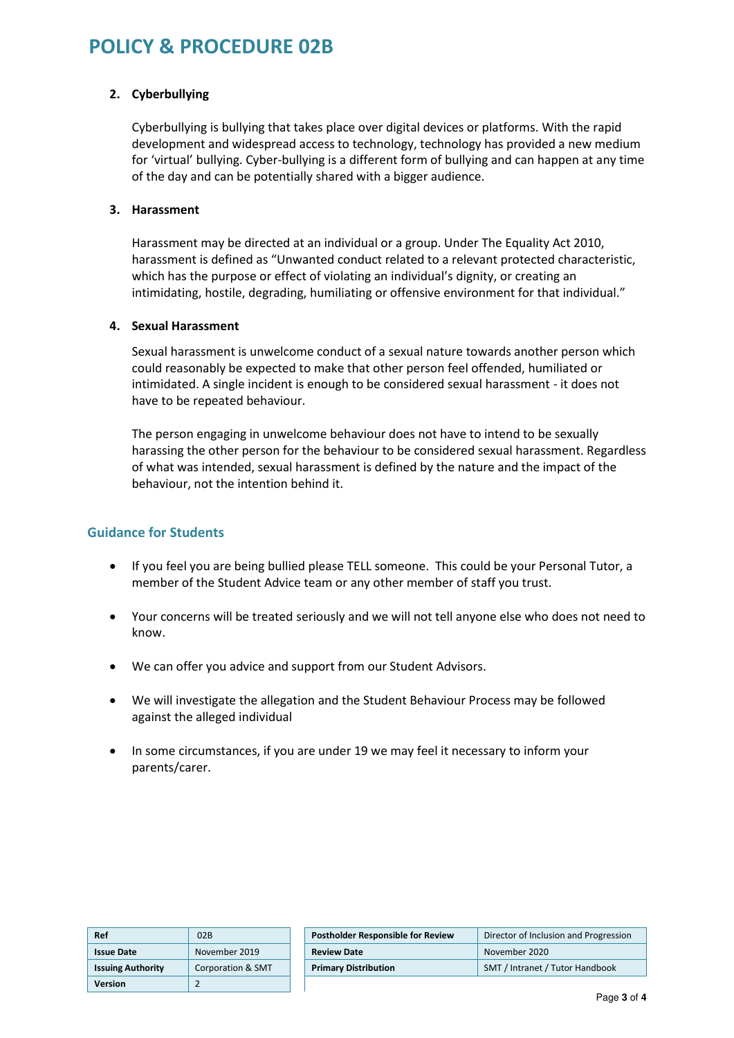2. **Cyberbullying**

   Cyberbullying is bullying that takes place over digital devices or platforms. With the rapid development and widespread access to technology, technology has provided a new medium for 'virtual' bullying. Cyber-bullying is a different form of bullying and can happen at any time of the day and can be potentially shared with a bigger audience.

3. **Harassment**

   Harassment may be directed at an individual or a group. Under The Equality Act 2010, harassment is defined as "Unwanted conduct related to a relevant protected characteristic, which has the purpose or effect of violating an individual's dignity, or creating an intimidating, hostile, degrading, humiliating or offensive environment for that individual."

4. **Sexual Harassment**

   Sexual harassment is unwelcome conduct of a sexual nature towards another person which could reasonably be expected to make that other person feel offended, humiliated or intimidated. A single incident is enough to be considered sexual harassment - it does not have to be repeated behaviour.

   The person engaging in unwelcome behaviour does not have to intend to be sexually harassing the other person for the behaviour to be considered sexual harassment. Regardless of what was intended, sexual harassment is defined by the nature and the impact of the behaviour, not the intention behind it.

## Guidance for Students

- If you feel you are being bullied please TELL someone. This could be your Personal Tutor, a member of the Student Advice team or any other member of staff you trust.
- Your concerns will be treated seriously and we will not tell anyone else who does not need to know.
- We can offer you advice and support from our Student Advisors.
- We will investigate the allegation and the Student Behaviour Process may be followed against the alleged individual
- In some circumstances, if you are under 19 we may feel it necessary to inform your parents/carer.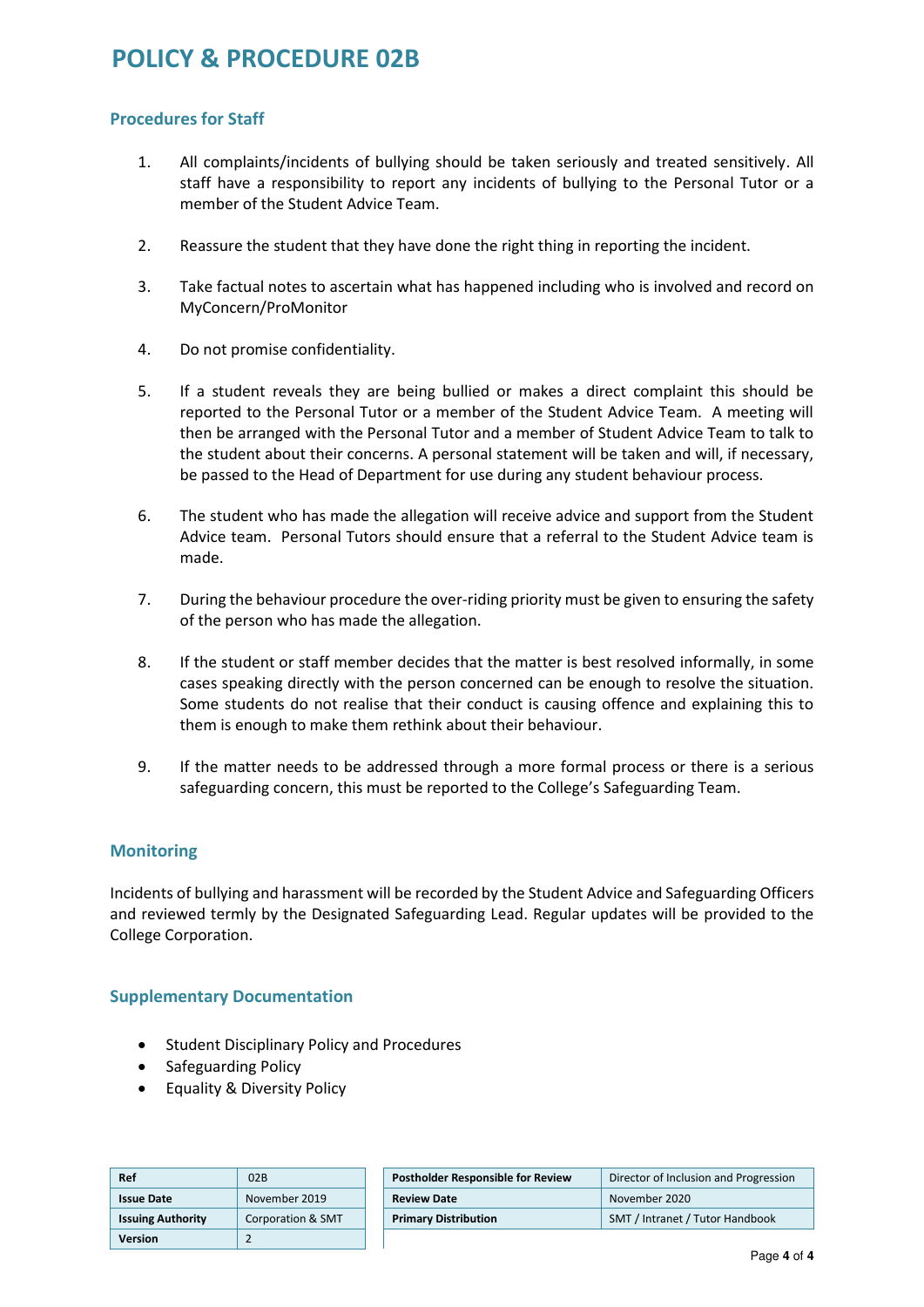# POLICY & PROCEDURE 02B

## Procedures for Staff

1. All complaints/incidents of bullying should be taken seriously and treated sensitively. All staff have a responsibility to report any incidents of bullying to the Personal Tutor or a member of the Student Advice Team.

2. Reassure the student that they have done the right thing in reporting the incident.

3. Take factual notes to ascertain what has happened including who is involved and record on MyConcern/ProMonitor

4. Do not promise confidentiality.

5. If a student reveals they are being bullied or makes a direct complaint this should be reported to the Personal Tutor or a member of the Student Advice Team. A meeting will then be arranged with the Personal Tutor and a member of Student Advice Team to talk to the student about their concerns. A personal statement will be taken and will, if necessary, be passed to the Head of Department for use during any student behaviour process.

6. The student who has made the allegation will receive advice and support from the Student Advice team. Personal Tutors should ensure that a referral to the Student Advice team is made.

7. During the behaviour procedure the over-riding priority must be given to ensuring the safety of the person who has made the allegation.

8. If the student or staff member decides that the matter is best resolved informally, in some cases speaking directly with the person concerned can be enough to resolve the situation. Some students do not realise that their conduct is causing offence and explaining this to them is enough to make them rethink about their behaviour.

9. If the matter needs to be addressed through a more formal process or there is a serious safeguarding concern, this must be reported to the College's Safeguarding Team.

## Monitoring

Incidents of bullying and harassment will be recorded by the Student Advice and Safeguarding Officers and reviewed termly by the Designated Safeguarding Lead. Regular updates will be provided to the College Corporation.

## Supplementary Documentation

- Student Disciplinary Policy and Procedures
- Safeguarding Policy
- Equality & Diversity Policy

| | |
|---|---|
| **Ref** | 02B |
| **Issue Date** | November 2019 |
| **Issuing Authority** | Corporation & SMT |
| **Version** | 2 |

| | |
|---|---|
| **Postholder Responsible for Review** | Director of Inclusion and Progression |
| **Review Date** | November 2020 |
| **Primary Distribution** | SMT / Intranet / Tutor Handbook |